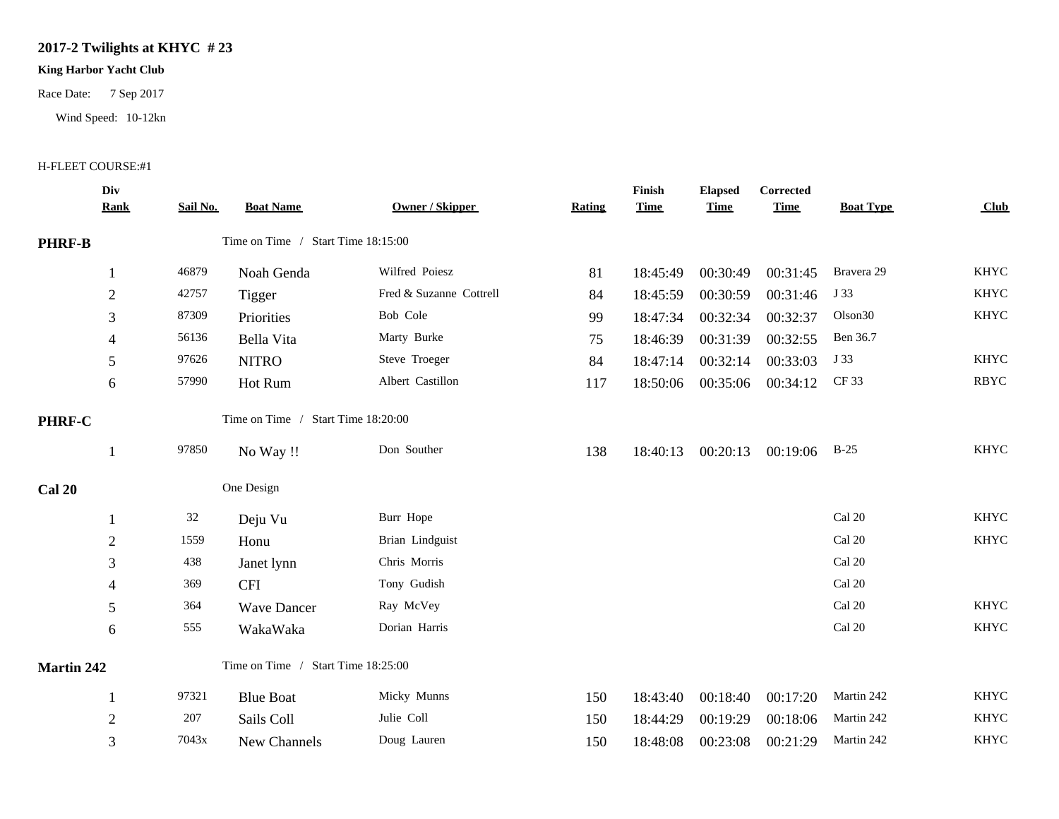# 2017-2 Twilights at KHYC # 23

**King Harbor Yacht Club**

Race Date: 7 Sep 2017

Wind Speed: 10-12kn

H-FLEET COURSE:#1

| Div Rank | Sail No. | Boat Name | Owner / Skipper | Rating | Finish Time | Elapsed Time | Corrected Time | Boat Type | Club |
|---|---|---|---|---|---|---|---|---|---|
| **PHRF-B** | | Time on Time / Start Time 18:15:00 | | | | | | | |
| 1 | 46879 | Noah Genda | Wilfred Poiesz | 81 | 18:45:49 | 00:30:49 | 00:31:45 | Bravera 29 | KHYC |
| 2 | 42757 | Tigger | Fred & Suzanne Cottrell | 84 | 18:45:59 | 00:30:59 | 00:31:46 | J 33 | KHYC |
| 3 | 87309 | Priorities | Bob Cole | 99 | 18:47:34 | 00:32:34 | 00:32:37 | Olson30 | KHYC |
| 4 | 56136 | Bella Vita | Marty Burke | 75 | 18:46:39 | 00:31:39 | 00:32:55 | Ben 36.7 | |
| 5 | 97626 | NITRO | Steve Troeger | 84 | 18:47:14 | 00:32:14 | 00:33:03 | J 33 | KHYC |
| 6 | 57990 | Hot Rum | Albert Castillon | 117 | 18:50:06 | 00:35:06 | 00:34:12 | CF 33 | RBYC |
| **PHRF-C** | | Time on Time / Start Time 18:20:00 | | | | | | | |
| 1 | 97850 | No Way !! | Don Souther | 138 | 18:40:13 | 00:20:13 | 00:19:06 | B-25 | KHYC |
| **Cal 20** | | One Design | | | | | | | |
| 1 | 32 | Deju Vu | Burr Hope | | | | | Cal 20 | KHYC |
| 2 | 1559 | Honu | Brian Lindguist | | | | | Cal 20 | KHYC |
| 3 | 438 | Janet lynn | Chris Morris | | | | | Cal 20 | |
| 4 | 369 | CFI | Tony Gudish | | | | | Cal 20 | |
| 5 | 364 | Wave Dancer | Ray McVey | | | | | Cal 20 | KHYC |
| 6 | 555 | WakaWaka | Dorian Harris | | | | | Cal 20 | KHYC |
| **Martin 242** | | Time on Time / Start Time 18:25:00 | | | | | | | |
| 1 | 97321 | Blue Boat | Micky Munns | 150 | 18:43:40 | 00:18:40 | 00:17:20 | Martin 242 | KHYC |
| 2 | 207 | Sails Coll | Julie Coll | 150 | 18:44:29 | 00:19:29 | 00:18:06 | Martin 242 | KHYC |
| 3 | 7043x | New Channels | Doug Lauren | 150 | 18:48:08 | 00:23:08 | 00:21:29 | Martin 242 | KHYC |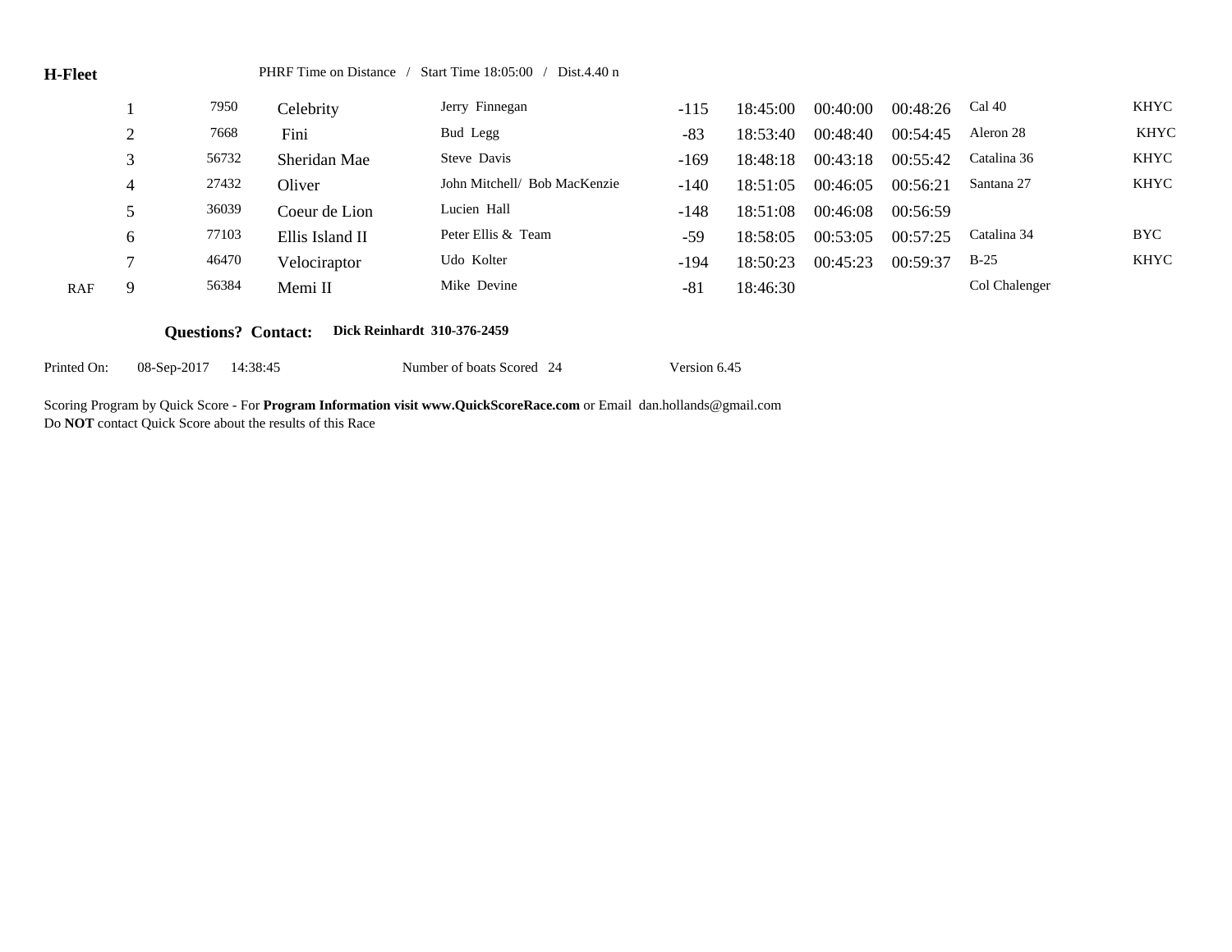**H-Fleet** PHRF Time on Distance / Start Time 18:05:00 / Dist.4.40 n

| | | | | | | | | | | |
|---|---|---|---|---|---|---|---|---|---|---|
| | 1 | 7950 | Celebrity | Jerry Finnegan | -115 | 18:45:00 | 00:40:00 | 00:48:26 | Cal 40 | KHYC |
| | 2 | 7668 | Fini | Bud Legg | -83 | 18:53:40 | 00:48:40 | 00:54:45 | Aleron 28 | KHYC |
| | 3 | 56732 | Sheridan Mae | Steve Davis | -169 | 18:48:18 | 00:43:18 | 00:55:42 | Catalina 36 | KHYC |
| | 4 | 27432 | Oliver | John Mitchell/ Bob MacKenzie | -140 | 18:51:05 | 00:46:05 | 00:56:21 | Santana 27 | KHYC |
| | 5 | 36039 | Coeur de Lion | Lucien Hall | -148 | 18:51:08 | 00:46:08 | 00:56:59 | | |
| | 6 | 77103 | Ellis Island II | Peter Ellis & Team | -59 | 18:58:05 | 00:53:05 | 00:57:25 | Catalina 34 | BYC |
| | 7 | 46470 | Velociraptor | Udo Kolter | -194 | 18:50:23 | 00:45:23 | 00:59:37 | B-25 | KHYC |
| RAF | 9 | 56384 | Memi II | Mike Devine | -81 | 18:46:30 | | | Col Chalenger | |

**Questions? Contact:** **Dick Reinhardt 310-376-2459**

Printed On: 08-Sep-2017 14:38:45 Number of boats Scored 24 Version 6.45

Scoring Program by Quick Score - For **Program Information visit www.QuickScoreRace.com** or Email dan.hollands@gmail.com
Do **NOT** contact Quick Score about the results of this Race